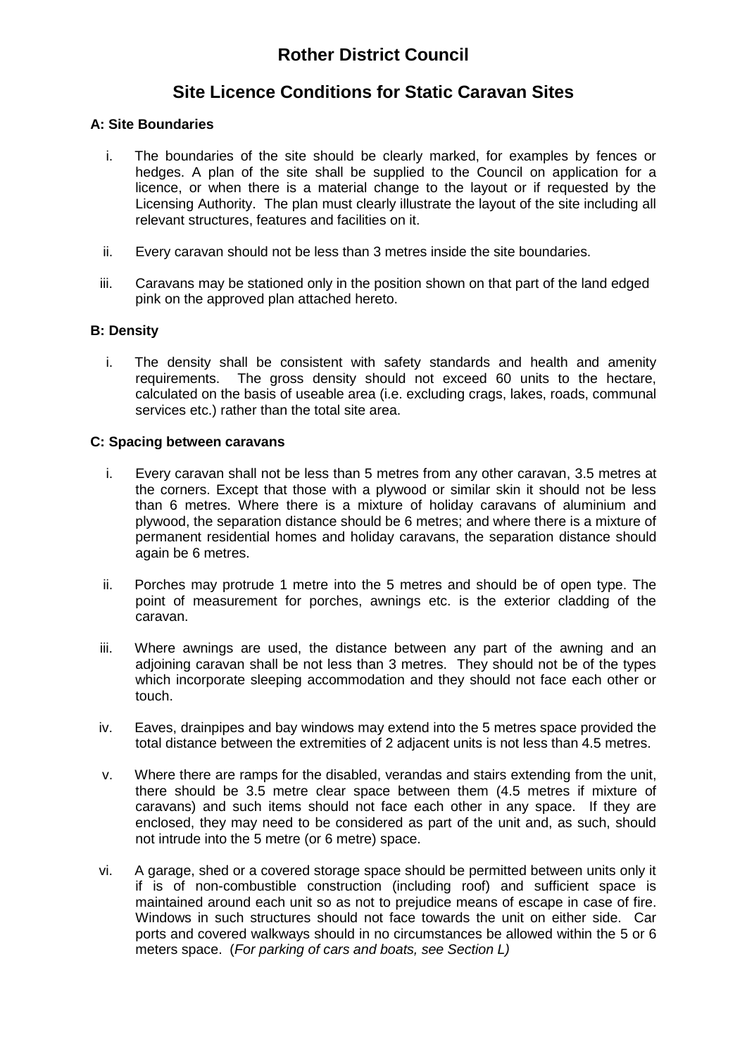# Rother District Council

## Site Licence Conditions for Static Caravan Sites

**A: Site Boundaries**

i. The boundaries of the site should be clearly marked, for examples by fences or hedges. A plan of the site shall be supplied to the Council on application for a licence, or when there is a material change to the layout or if requested by the Licensing Authority. The plan must clearly illustrate the layout of the site including all relevant structures, features and facilities on it.

ii. Every caravan should not be less than 3 metres inside the site boundaries.

iii. Caravans may be stationed only in the position shown on that part of the land edged pink on the approved plan attached hereto.

**B: Density**

i. The density shall be consistent with safety standards and health and amenity requirements. The gross density should not exceed 60 units to the hectare, calculated on the basis of useable area (i.e. excluding crags, lakes, roads, communal services etc.) rather than the total site area.

**C: Spacing between caravans**

i. Every caravan shall not be less than 5 metres from any other caravan, 3.5 metres at the corners. Except that those with a plywood or similar skin it should not be less than 6 metres. Where there is a mixture of holiday caravans of aluminium and plywood, the separation distance should be 6 metres; and where there is a mixture of permanent residential homes and holiday caravans, the separation distance should again be 6 metres.

ii. Porches may protrude 1 metre into the 5 metres and should be of open type. The point of measurement for porches, awnings etc. is the exterior cladding of the caravan.

iii. Where awnings are used, the distance between any part of the awning and an adjoining caravan shall be not less than 3 metres. They should not be of the types which incorporate sleeping accommodation and they should not face each other or touch.

iv. Eaves, drainpipes and bay windows may extend into the 5 metres space provided the total distance between the extremities of 2 adjacent units is not less than 4.5 metres.

v. Where there are ramps for the disabled, verandas and stairs extending from the unit, there should be 3.5 metre clear space between them (4.5 metres if mixture of caravans) and such items should not face each other in any space. If they are enclosed, they may need to be considered as part of the unit and, as such, should not intrude into the 5 metre (or 6 metre) space.

vi. A garage, shed or a covered storage space should be permitted between units only it if is of non-combustible construction (including roof) and sufficient space is maintained around each unit so as not to prejudice means of escape in case of fire. Windows in such structures should not face towards the unit on either side. Car ports and covered walkways should in no circumstances be allowed within the 5 or 6 meters space. (*For parking of cars and boats, see Section L)*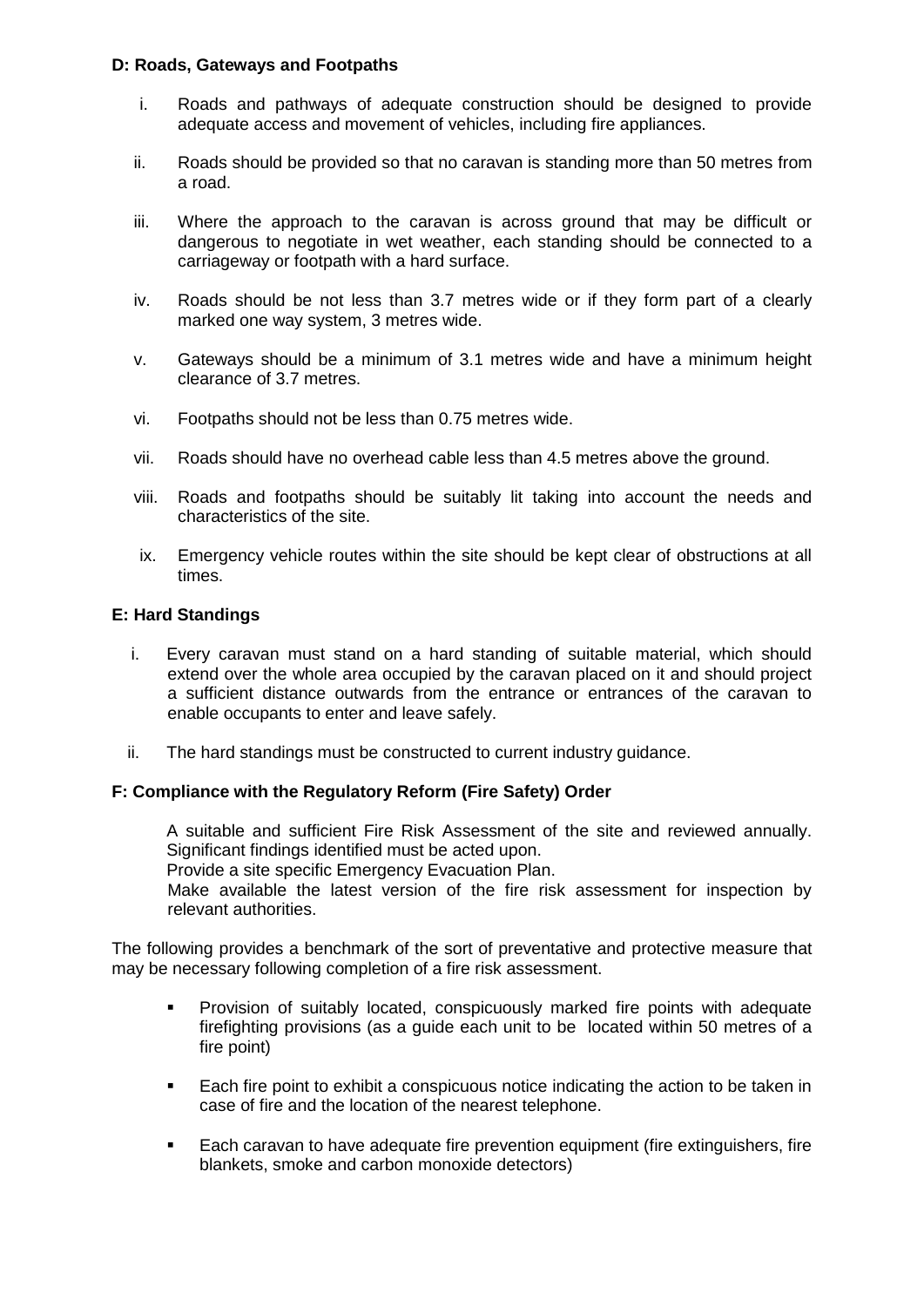**D: Roads, Gateways and Footpaths**

i. Roads and pathways of adequate construction should be designed to provide adequate access and movement of vehicles, including fire appliances.

ii. Roads should be provided so that no caravan is standing more than 50 metres from a road.

iii. Where the approach to the caravan is across ground that may be difficult or dangerous to negotiate in wet weather, each standing should be connected to a carriageway or footpath with a hard surface.

iv. Roads should be not less than 3.7 metres wide or if they form part of a clearly marked one way system, 3 metres wide.

v. Gateways should be a minimum of 3.1 metres wide and have a minimum height clearance of 3.7 metres.

vi. Footpaths should not be less than 0.75 metres wide.

vii. Roads should have no overhead cable less than 4.5 metres above the ground.

viii. Roads and footpaths should be suitably lit taking into account the needs and characteristics of the site.

ix. Emergency vehicle routes within the site should be kept clear of obstructions at all times.

**E: Hard Standings**

i. Every caravan must stand on a hard standing of suitable material, which should extend over the whole area occupied by the caravan placed on it and should project a sufficient distance outwards from the entrance or entrances of the caravan to enable occupants to enter and leave safely.

ii. The hard standings must be constructed to current industry guidance.

**F: Compliance with the Regulatory Reform (Fire Safety) Order**

A suitable and sufficient Fire Risk Assessment of the site and reviewed annually. Significant findings identified must be acted upon.
Provide a site specific Emergency Evacuation Plan.
Make available the latest version of the fire risk assessment for inspection by relevant authorities.

The following provides a benchmark of the sort of preventative and protective measure that may be necessary following completion of a fire risk assessment.

- Provision of suitably located, conspicuously marked fire points with adequate firefighting provisions (as a guide each unit to be located within 50 metres of a fire point)

- Each fire point to exhibit a conspicuous notice indicating the action to be taken in case of fire and the location of the nearest telephone.

- Each caravan to have adequate fire prevention equipment (fire extinguishers, fire blankets, smoke and carbon monoxide detectors)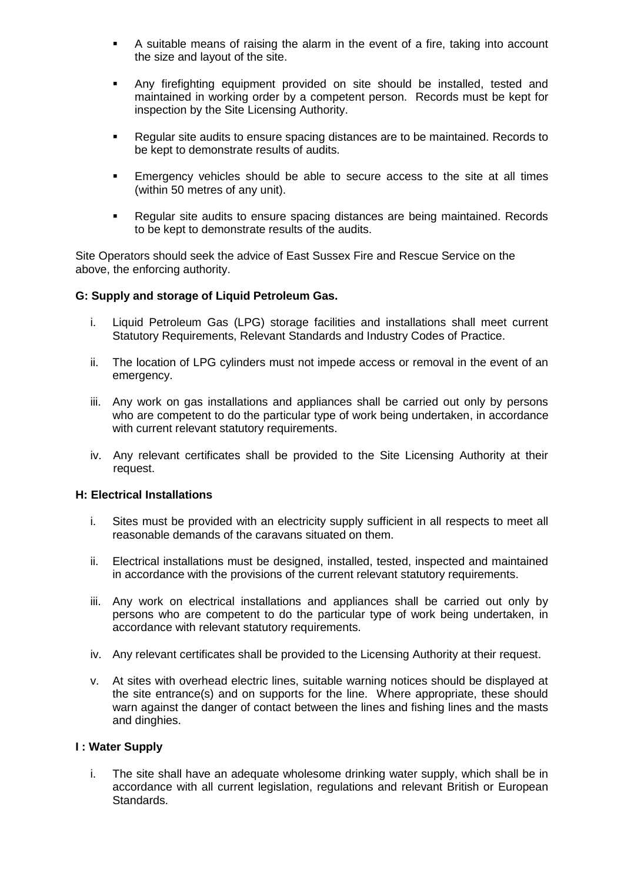- A suitable means of raising the alarm in the event of a fire, taking into account the size and layout of the site.

- Any firefighting equipment provided on site should be installed, tested and maintained in working order by a competent person. Records must be kept for inspection by the Site Licensing Authority.

- Regular site audits to ensure spacing distances are to be maintained. Records to be kept to demonstrate results of audits.

- Emergency vehicles should be able to secure access to the site at all times (within 50 metres of any unit).

- Regular site audits to ensure spacing distances are being maintained. Records to be kept to demonstrate results of the audits.

Site Operators should seek the advice of East Sussex Fire and Rescue Service on the above, the enforcing authority.

**G: Supply and storage of Liquid Petroleum Gas.**

i. Liquid Petroleum Gas (LPG) storage facilities and installations shall meet current Statutory Requirements, Relevant Standards and Industry Codes of Practice.

ii. The location of LPG cylinders must not impede access or removal in the event of an emergency.

iii. Any work on gas installations and appliances shall be carried out only by persons who are competent to do the particular type of work being undertaken, in accordance with current relevant statutory requirements.

iv. Any relevant certificates shall be provided to the Site Licensing Authority at their request.

**H: Electrical Installations**

i. Sites must be provided with an electricity supply sufficient in all respects to meet all reasonable demands of the caravans situated on them.

ii. Electrical installations must be designed, installed, tested, inspected and maintained in accordance with the provisions of the current relevant statutory requirements.

iii. Any work on electrical installations and appliances shall be carried out only by persons who are competent to do the particular type of work being undertaken, in accordance with relevant statutory requirements.

iv. Any relevant certificates shall be provided to the Licensing Authority at their request.

v. At sites with overhead electric lines, suitable warning notices should be displayed at the site entrance(s) and on supports for the line. Where appropriate, these should warn against the danger of contact between the lines and fishing lines and the masts and dinghies.

**I : Water Supply**

i. The site shall have an adequate wholesome drinking water supply, which shall be in accordance with all current legislation, regulations and relevant British or European Standards.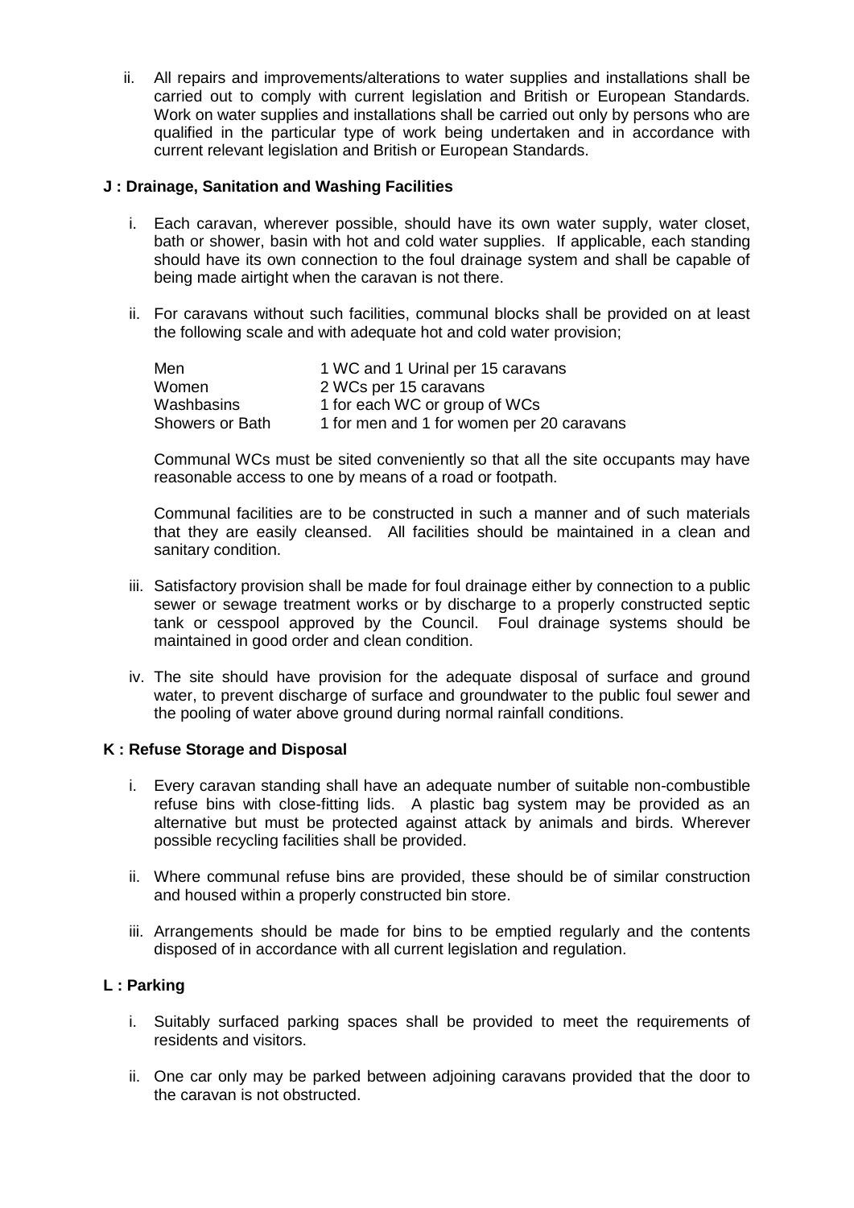ii. All repairs and improvements/alterations to water supplies and installations shall be carried out to comply with current legislation and British or European Standards. Work on water supplies and installations shall be carried out only by persons who are qualified in the particular type of work being undertaken and in accordance with current relevant legislation and British or European Standards.

### J : Drainage, Sanitation and Washing Facilities

i. Each caravan, wherever possible, should have its own water supply, water closet, bath or shower, basin with hot and cold water supplies. If applicable, each standing should have its own connection to the foul drainage system and shall be capable of being made airtight when the caravan is not there.

ii. For caravans without such facilities, communal blocks shall be provided on at least the following scale and with adequate hot and cold water provision;

| | |
|---|---|
| Men | 1 WC and 1 Urinal per 15 caravans |
| Women | 2 WCs per 15 caravans |
| Washbasins | 1 for each WC or group of WCs |
| Showers or Bath | 1 for men and 1 for women per 20 caravans |

Communal WCs must be sited conveniently so that all the site occupants may have reasonable access to one by means of a road or footpath.

Communal facilities are to be constructed in such a manner and of such materials that they are easily cleansed. All facilities should be maintained in a clean and sanitary condition.

iii. Satisfactory provision shall be made for foul drainage either by connection to a public sewer or sewage treatment works or by discharge to a properly constructed septic tank or cesspool approved by the Council. Foul drainage systems should be maintained in good order and clean condition.

iv. The site should have provision for the adequate disposal of surface and ground water, to prevent discharge of surface and groundwater to the public foul sewer and the pooling of water above ground during normal rainfall conditions.

### K : Refuse Storage and Disposal

i. Every caravan standing shall have an adequate number of suitable non-combustible refuse bins with close-fitting lids. A plastic bag system may be provided as an alternative but must be protected against attack by animals and birds. Wherever possible recycling facilities shall be provided.

ii. Where communal refuse bins are provided, these should be of similar construction and housed within a properly constructed bin store.

iii. Arrangements should be made for bins to be emptied regularly and the contents disposed of in accordance with all current legislation and regulation.

### L : Parking

i. Suitably surfaced parking spaces shall be provided to meet the requirements of residents and visitors.

ii. One car only may be parked between adjoining caravans provided that the door to the caravan is not obstructed.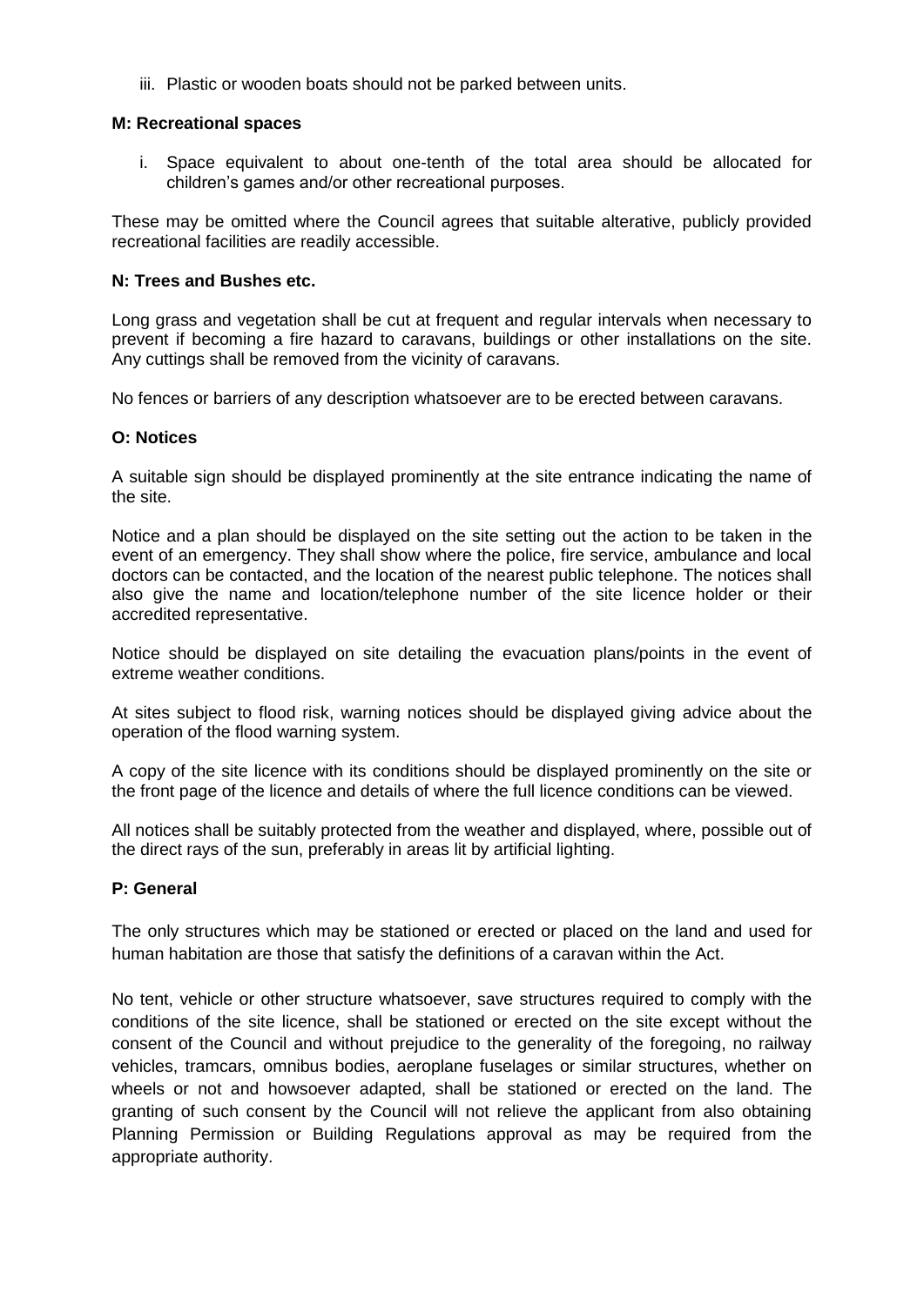iii. Plastic or wooden boats should not be parked between units.

**M: Recreational spaces**

i. Space equivalent to about one-tenth of the total area should be allocated for children's games and/or other recreational purposes.

These may be omitted where the Council agrees that suitable alterative, publicly provided recreational facilities are readily accessible.

**N: Trees and Bushes etc.**

Long grass and vegetation shall be cut at frequent and regular intervals when necessary to prevent if becoming a fire hazard to caravans, buildings or other installations on the site. Any cuttings shall be removed from the vicinity of caravans.

No fences or barriers of any description whatsoever are to be erected between caravans.

**O: Notices**

A suitable sign should be displayed prominently at the site entrance indicating the name of the site.

Notice and a plan should be displayed on the site setting out the action to be taken in the event of an emergency. They shall show where the police, fire service, ambulance and local doctors can be contacted, and the location of the nearest public telephone. The notices shall also give the name and location/telephone number of the site licence holder or their accredited representative.

Notice should be displayed on site detailing the evacuation plans/points in the event of extreme weather conditions.

At sites subject to flood risk, warning notices should be displayed giving advice about the operation of the flood warning system.

A copy of the site licence with its conditions should be displayed prominently on the site or the front page of the licence and details of where the full licence conditions can be viewed.

All notices shall be suitably protected from the weather and displayed, where, possible out of the direct rays of the sun, preferably in areas lit by artificial lighting.

**P: General**

The only structures which may be stationed or erected or placed on the land and used for human habitation are those that satisfy the definitions of a caravan within the Act.

No tent, vehicle or other structure whatsoever, save structures required to comply with the conditions of the site licence, shall be stationed or erected on the site except without the consent of the Council and without prejudice to the generality of the foregoing, no railway vehicles, tramcars, omnibus bodies, aeroplane fuselages or similar structures, whether on wheels or not and howsoever adapted, shall be stationed or erected on the land. The granting of such consent by the Council will not relieve the applicant from also obtaining Planning Permission or Building Regulations approval as may be required from the appropriate authority.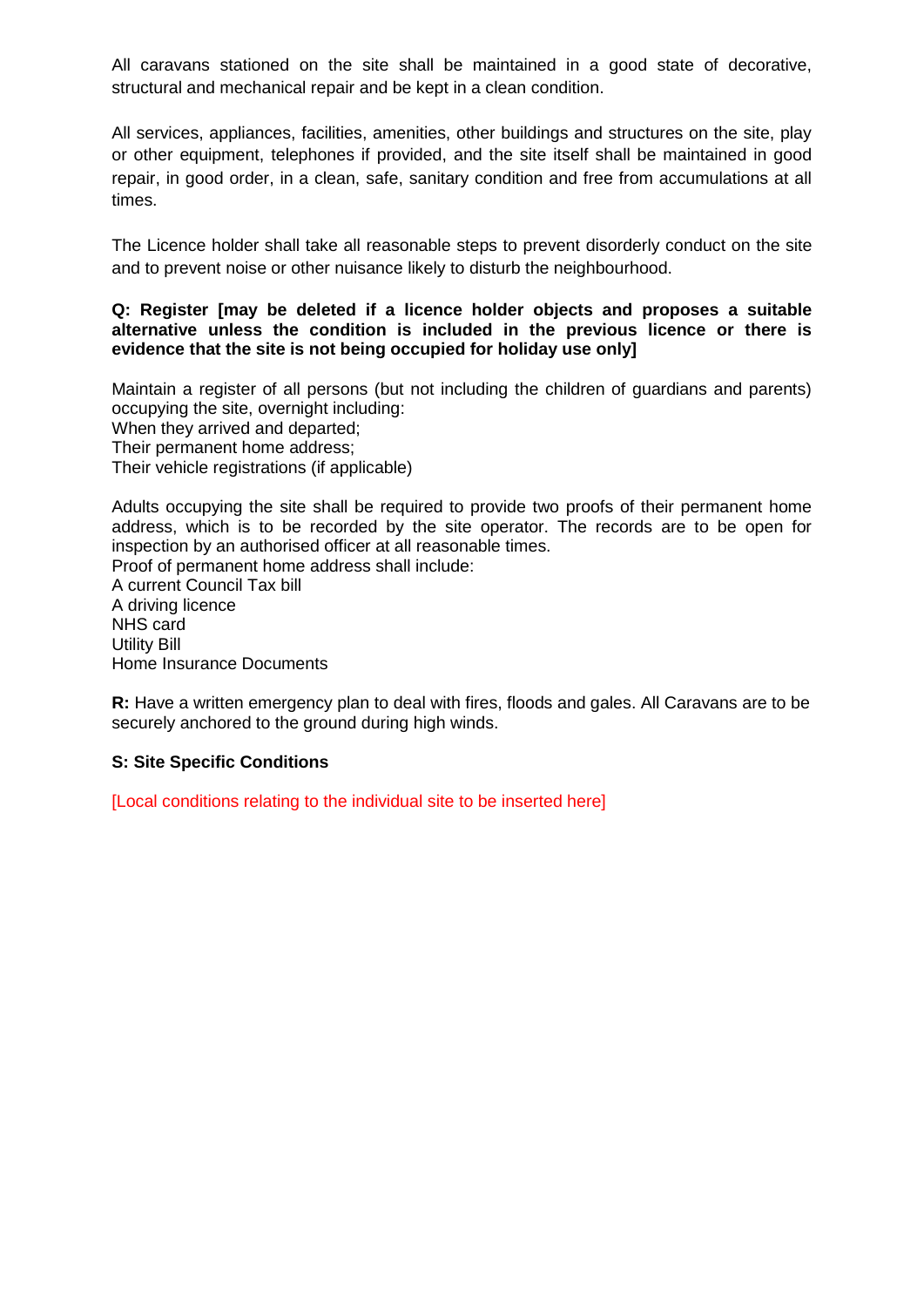All caravans stationed on the site shall be maintained in a good state of decorative, structural and mechanical repair and be kept in a clean condition.

All services, appliances, facilities, amenities, other buildings and structures on the site, play or other equipment, telephones if provided, and the site itself shall be maintained in good repair, in good order, in a clean, safe, sanitary condition and free from accumulations at all times.

The Licence holder shall take all reasonable steps to prevent disorderly conduct on the site and to prevent noise or other nuisance likely to disturb the neighbourhood.

**Q: Register [may be deleted if a licence holder objects and proposes a suitable alternative unless the condition is included in the previous licence or there is evidence that the site is not being occupied for holiday use only]**

Maintain a register of all persons (but not including the children of guardians and parents) occupying the site, overnight including:
When they arrived and departed;
Their permanent home address;
Their vehicle registrations (if applicable)

Adults occupying the site shall be required to provide two proofs of their permanent home address, which is to be recorded by the site operator. The records are to be open for inspection by an authorised officer at all reasonable times.
Proof of permanent home address shall include:
A current Council Tax bill
A driving licence
NHS card
Utility Bill
Home Insurance Documents

**R:** Have a written emergency plan to deal with fires, floods and gales. All Caravans are to be securely anchored to the ground during high winds.

**S: Site Specific Conditions**

[Local conditions relating to the individual site to be inserted here]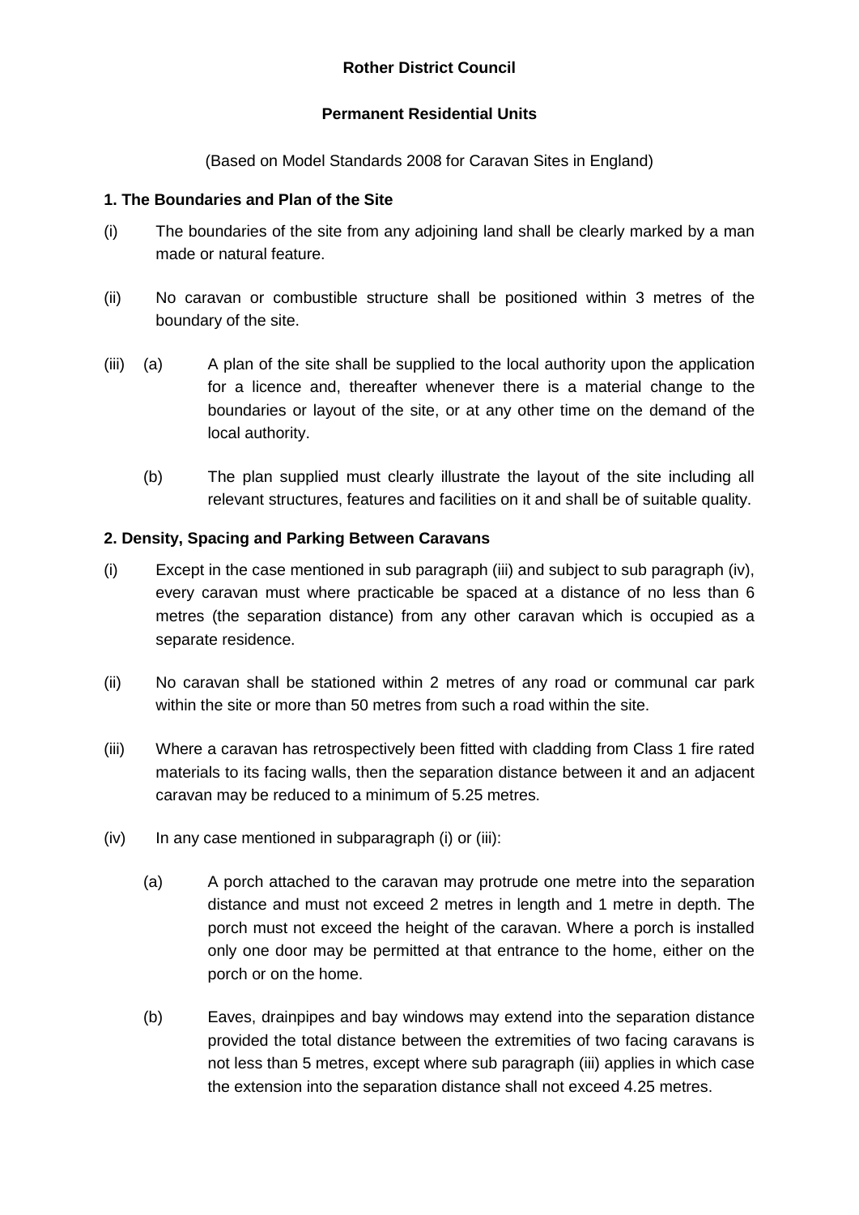**Rother District Council**

**Permanent Residential Units**

(Based on Model Standards 2008 for Caravan Sites in England)

**1. The Boundaries and Plan of the Site**

(i) The boundaries of the site from any adjoining land shall be clearly marked by a man made or natural feature.

(ii) No caravan or combustible structure shall be positioned within 3 metres of the boundary of the site.

(iii) (a) A plan of the site shall be supplied to the local authority upon the application for a licence and, thereafter whenever there is a material change to the boundaries or layout of the site, or at any other time on the demand of the local authority.

(b) The plan supplied must clearly illustrate the layout of the site including all relevant structures, features and facilities on it and shall be of suitable quality.

**2. Density, Spacing and Parking Between Caravans**

(i) Except in the case mentioned in sub paragraph (iii) and subject to sub paragraph (iv), every caravan must where practicable be spaced at a distance of no less than 6 metres (the separation distance) from any other caravan which is occupied as a separate residence.

(ii) No caravan shall be stationed within 2 metres of any road or communal car park within the site or more than 50 metres from such a road within the site.

(iii) Where a caravan has retrospectively been fitted with cladding from Class 1 fire rated materials to its facing walls, then the separation distance between it and an adjacent caravan may be reduced to a minimum of 5.25 metres.

(iv) In any case mentioned in subparagraph (i) or (iii):

(a) A porch attached to the caravan may protrude one metre into the separation distance and must not exceed 2 metres in length and 1 metre in depth. The porch must not exceed the height of the caravan. Where a porch is installed only one door may be permitted at that entrance to the home, either on the porch or on the home.

(b) Eaves, drainpipes and bay windows may extend into the separation distance provided the total distance between the extremities of two facing caravans is not less than 5 metres, except where sub paragraph (iii) applies in which case the extension into the separation distance shall not exceed 4.25 metres.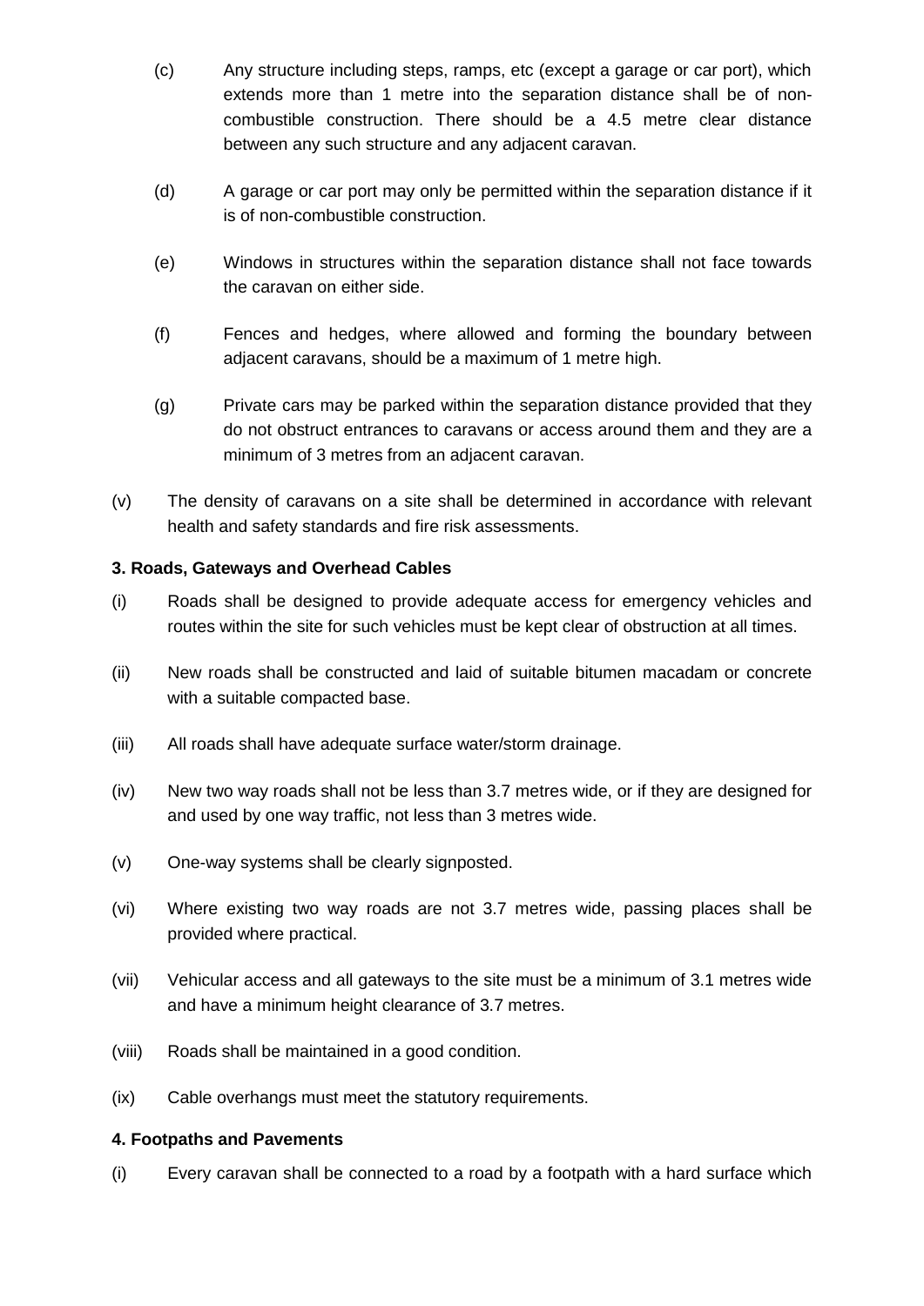(c) Any structure including steps, ramps, etc (except a garage or car port), which extends more than 1 metre into the separation distance shall be of non-combustible construction. There should be a 4.5 metre clear distance between any such structure and any adjacent caravan.

(d) A garage or car port may only be permitted within the separation distance if it is of non-combustible construction.

(e) Windows in structures within the separation distance shall not face towards the caravan on either side.

(f) Fences and hedges, where allowed and forming the boundary between adjacent caravans, should be a maximum of 1 metre high.

(g) Private cars may be parked within the separation distance provided that they do not obstruct entrances to caravans or access around them and they are a minimum of 3 metres from an adjacent caravan.

(v) The density of caravans on a site shall be determined in accordance with relevant health and safety standards and fire risk assessments.

**3. Roads, Gateways and Overhead Cables**

(i) Roads shall be designed to provide adequate access for emergency vehicles and routes within the site for such vehicles must be kept clear of obstruction at all times.

(ii) New roads shall be constructed and laid of suitable bitumen macadam or concrete with a suitable compacted base.

(iii) All roads shall have adequate surface water/storm drainage.

(iv) New two way roads shall not be less than 3.7 metres wide, or if they are designed for and used by one way traffic, not less than 3 metres wide.

(v) One-way systems shall be clearly signposted.

(vi) Where existing two way roads are not 3.7 metres wide, passing places shall be provided where practical.

(vii) Vehicular access and all gateways to the site must be a minimum of 3.1 metres wide and have a minimum height clearance of 3.7 metres.

(viii) Roads shall be maintained in a good condition.

(ix) Cable overhangs must meet the statutory requirements.

**4. Footpaths and Pavements**

(i) Every caravan shall be connected to a road by a footpath with a hard surface which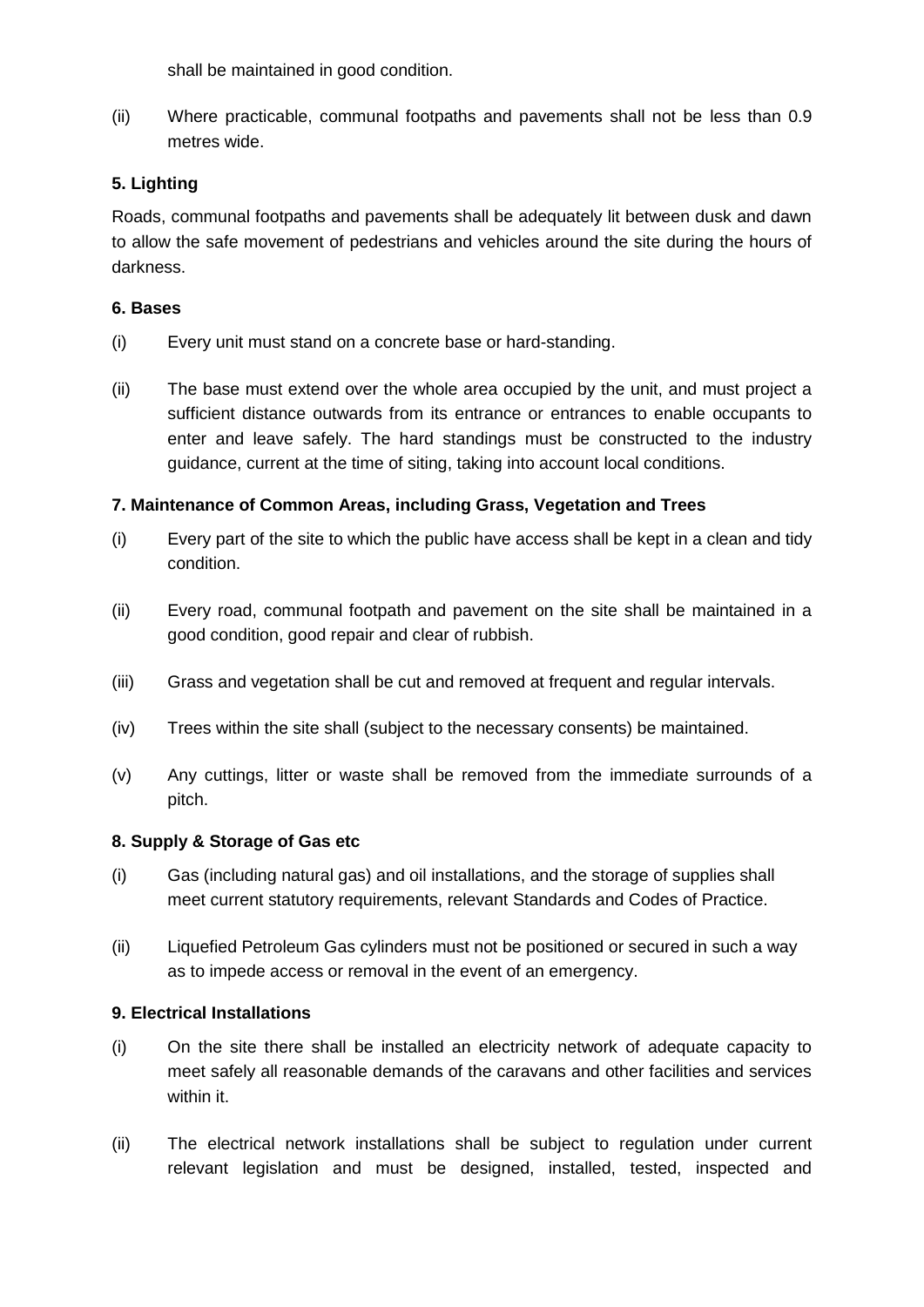shall be maintained in good condition.

(ii) Where practicable, communal footpaths and pavements shall not be less than 0.9 metres wide.

**5. Lighting**

Roads, communal footpaths and pavements shall be adequately lit between dusk and dawn to allow the safe movement of pedestrians and vehicles around the site during the hours of darkness.

**6. Bases**

(i) Every unit must stand on a concrete base or hard-standing.

(ii) The base must extend over the whole area occupied by the unit, and must project a sufficient distance outwards from its entrance or entrances to enable occupants to enter and leave safely. The hard standings must be constructed to the industry guidance, current at the time of siting, taking into account local conditions.

**7. Maintenance of Common Areas, including Grass, Vegetation and Trees**

(i) Every part of the site to which the public have access shall be kept in a clean and tidy condition.

(ii) Every road, communal footpath and pavement on the site shall be maintained in a good condition, good repair and clear of rubbish.

(iii) Grass and vegetation shall be cut and removed at frequent and regular intervals.

(iv) Trees within the site shall (subject to the necessary consents) be maintained.

(v) Any cuttings, litter or waste shall be removed from the immediate surrounds of a pitch.

**8. Supply & Storage of Gas etc**

(i) Gas (including natural gas) and oil installations, and the storage of supplies shall meet current statutory requirements, relevant Standards and Codes of Practice.

(ii) Liquefied Petroleum Gas cylinders must not be positioned or secured in such a way as to impede access or removal in the event of an emergency.

**9. Electrical Installations**

(i) On the site there shall be installed an electricity network of adequate capacity to meet safely all reasonable demands of the caravans and other facilities and services within it.

(ii) The electrical network installations shall be subject to regulation under current relevant legislation and must be designed, installed, tested, inspected and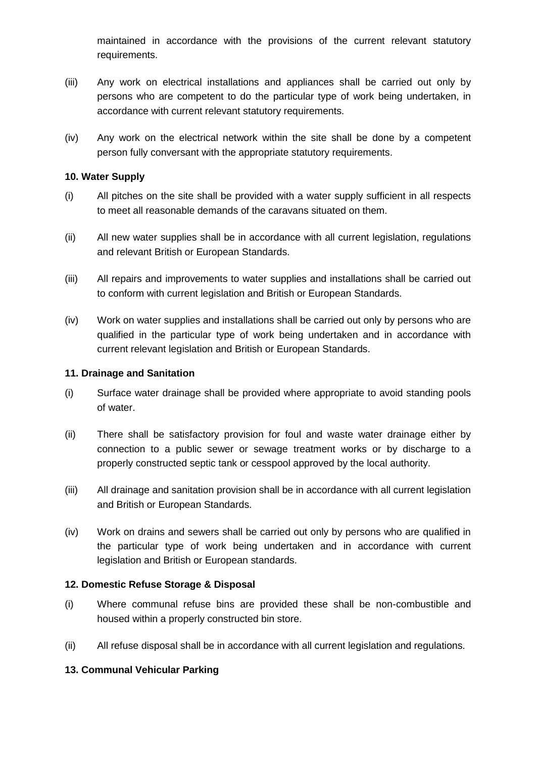maintained in accordance with the provisions of the current relevant statutory requirements.

(iii) Any work on electrical installations and appliances shall be carried out only by persons who are competent to do the particular type of work being undertaken, in accordance with current relevant statutory requirements.

(iv) Any work on the electrical network within the site shall be done by a competent person fully conversant with the appropriate statutory requirements.

**10. Water Supply**

(i) All pitches on the site shall be provided with a water supply sufficient in all respects to meet all reasonable demands of the caravans situated on them.

(ii) All new water supplies shall be in accordance with all current legislation, regulations and relevant British or European Standards.

(iii) All repairs and improvements to water supplies and installations shall be carried out to conform with current legislation and British or European Standards.

(iv) Work on water supplies and installations shall be carried out only by persons who are qualified in the particular type of work being undertaken and in accordance with current relevant legislation and British or European Standards.

**11. Drainage and Sanitation**

(i) Surface water drainage shall be provided where appropriate to avoid standing pools of water.

(ii) There shall be satisfactory provision for foul and waste water drainage either by connection to a public sewer or sewage treatment works or by discharge to a properly constructed septic tank or cesspool approved by the local authority.

(iii) All drainage and sanitation provision shall be in accordance with all current legislation and British or European Standards.

(iv) Work on drains and sewers shall be carried out only by persons who are qualified in the particular type of work being undertaken and in accordance with current legislation and British or European standards.

**12. Domestic Refuse Storage & Disposal**

(i) Where communal refuse bins are provided these shall be non-combustible and housed within a properly constructed bin store.

(ii) All refuse disposal shall be in accordance with all current legislation and regulations.

**13. Communal Vehicular Parking**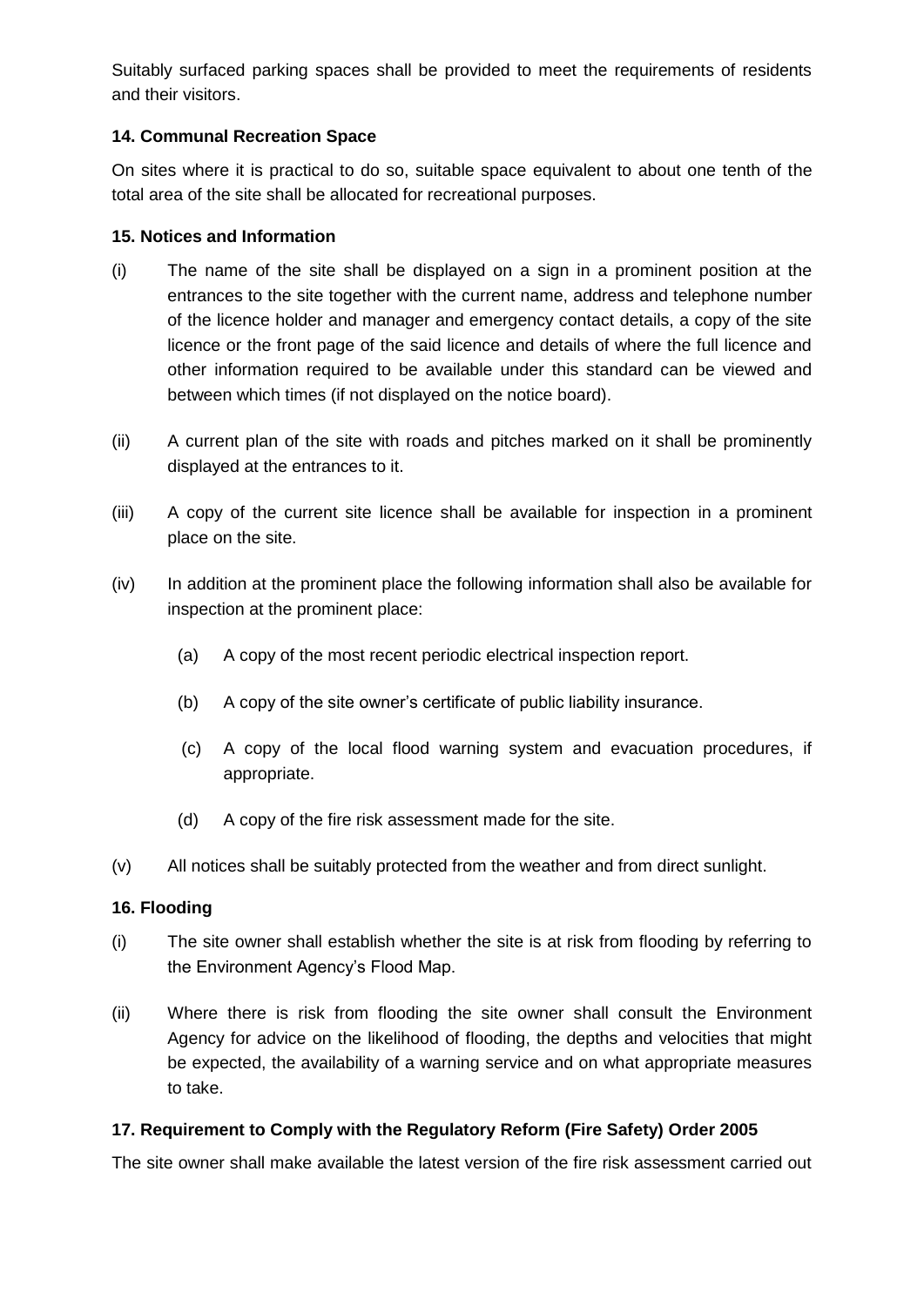Suitably surfaced parking spaces shall be provided to meet the requirements of residents and their visitors.

### 14. Communal Recreation Space

On sites where it is practical to do so, suitable space equivalent to about one tenth of the total area of the site shall be allocated for recreational purposes.

### 15. Notices and Information

(i) The name of the site shall be displayed on a sign in a prominent position at the entrances to the site together with the current name, address and telephone number of the licence holder and manager and emergency contact details, a copy of the site licence or the front page of the said licence and details of where the full licence and other information required to be available under this standard can be viewed and between which times (if not displayed on the notice board).

(ii) A current plan of the site with roads and pitches marked on it shall be prominently displayed at the entrances to it.

(iii) A copy of the current site licence shall be available for inspection in a prominent place on the site.

(iv) In addition at the prominent place the following information shall also be available for inspection at the prominent place:

- (a) A copy of the most recent periodic electrical inspection report.
- (b) A copy of the site owner's certificate of public liability insurance.
- (c) A copy of the local flood warning system and evacuation procedures, if appropriate.
- (d) A copy of the fire risk assessment made for the site.

(v) All notices shall be suitably protected from the weather and from direct sunlight.

### 16. Flooding

(i) The site owner shall establish whether the site is at risk from flooding by referring to the Environment Agency's Flood Map.

(ii) Where there is risk from flooding the site owner shall consult the Environment Agency for advice on the likelihood of flooding, the depths and velocities that might be expected, the availability of a warning service and on what appropriate measures to take.

### 17. Requirement to Comply with the Regulatory Reform (Fire Safety) Order 2005

The site owner shall make available the latest version of the fire risk assessment carried out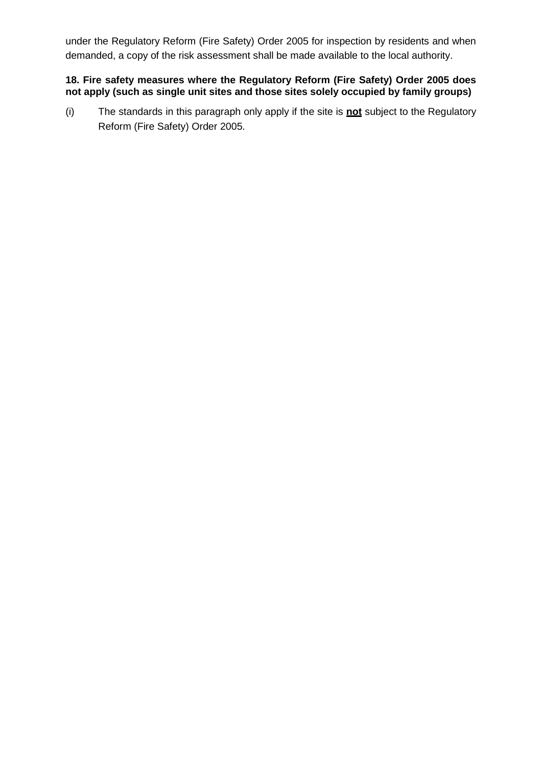under the Regulatory Reform (Fire Safety) Order 2005 for inspection by residents and when demanded, a copy of the risk assessment shall be made available to the local authority.

**18. Fire safety measures where the Regulatory Reform (Fire Safety) Order 2005 does not apply (such as single unit sites and those sites solely occupied by family groups)**

(i) The standards in this paragraph only apply if the site is **not** subject to the Regulatory Reform (Fire Safety) Order 2005.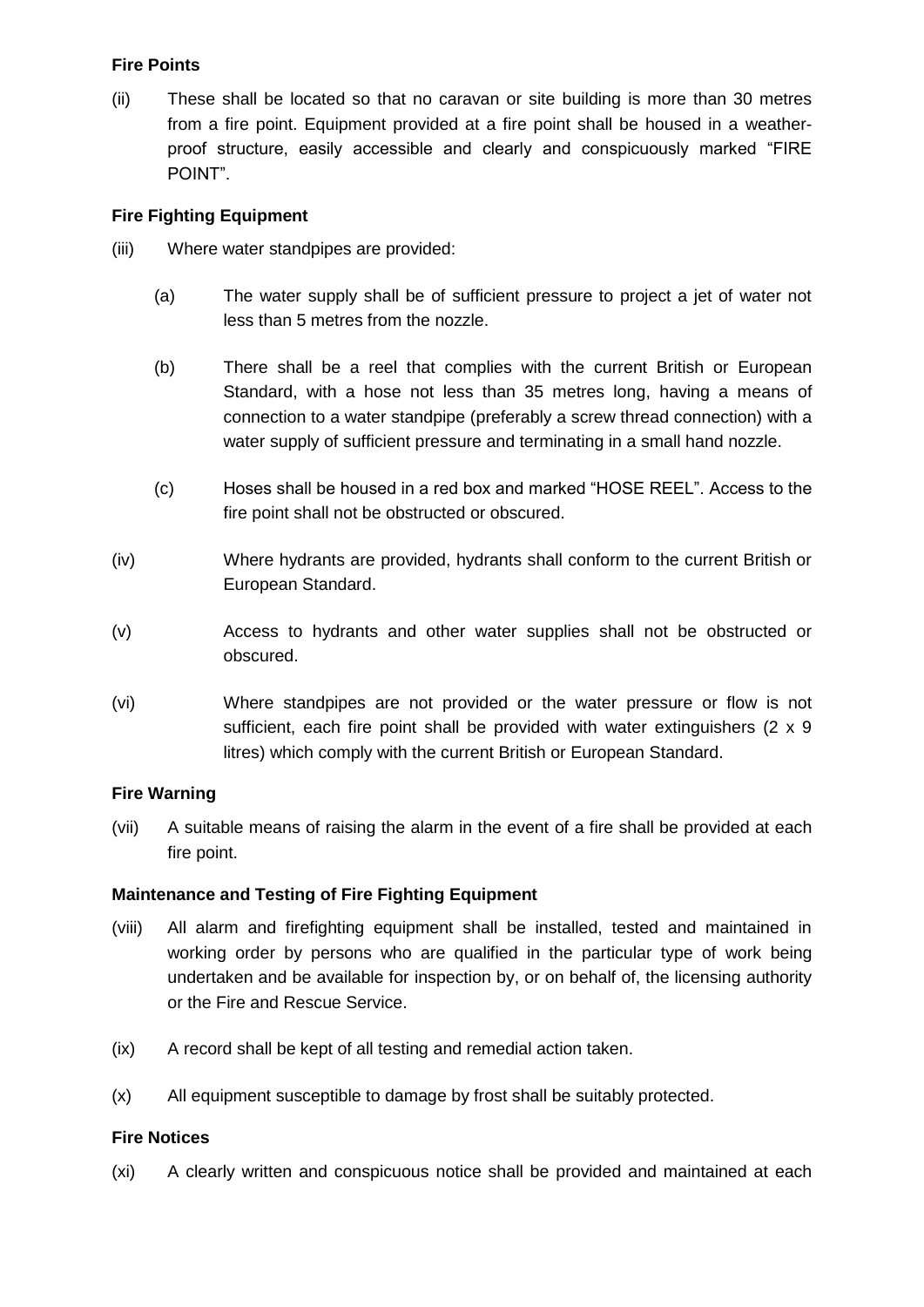**Fire Points**

(ii) These shall be located so that no caravan or site building is more than 30 metres from a fire point. Equipment provided at a fire point shall be housed in a weather-proof structure, easily accessible and clearly and conspicuously marked "FIRE POINT".

**Fire Fighting Equipment**

(iii) Where water standpipes are provided:

(a) The water supply shall be of sufficient pressure to project a jet of water not less than 5 metres from the nozzle.

(b) There shall be a reel that complies with the current British or European Standard, with a hose not less than 35 metres long, having a means of connection to a water standpipe (preferably a screw thread connection) with a water supply of sufficient pressure and terminating in a small hand nozzle.

(c) Hoses shall be housed in a red box and marked "HOSE REEL". Access to the fire point shall not be obstructed or obscured.

(iv) Where hydrants are provided, hydrants shall conform to the current British or European Standard.

(v) Access to hydrants and other water supplies shall not be obstructed or obscured.

(vi) Where standpipes are not provided or the water pressure or flow is not sufficient, each fire point shall be provided with water extinguishers (2 x 9 litres) which comply with the current British or European Standard.

**Fire Warning**

(vii) A suitable means of raising the alarm in the event of a fire shall be provided at each fire point.

**Maintenance and Testing of Fire Fighting Equipment**

(viii) All alarm and firefighting equipment shall be installed, tested and maintained in working order by persons who are qualified in the particular type of work being undertaken and be available for inspection by, or on behalf of, the licensing authority or the Fire and Rescue Service.

(ix) A record shall be kept of all testing and remedial action taken.

(x) All equipment susceptible to damage by frost shall be suitably protected.

**Fire Notices**

(xi) A clearly written and conspicuous notice shall be provided and maintained at each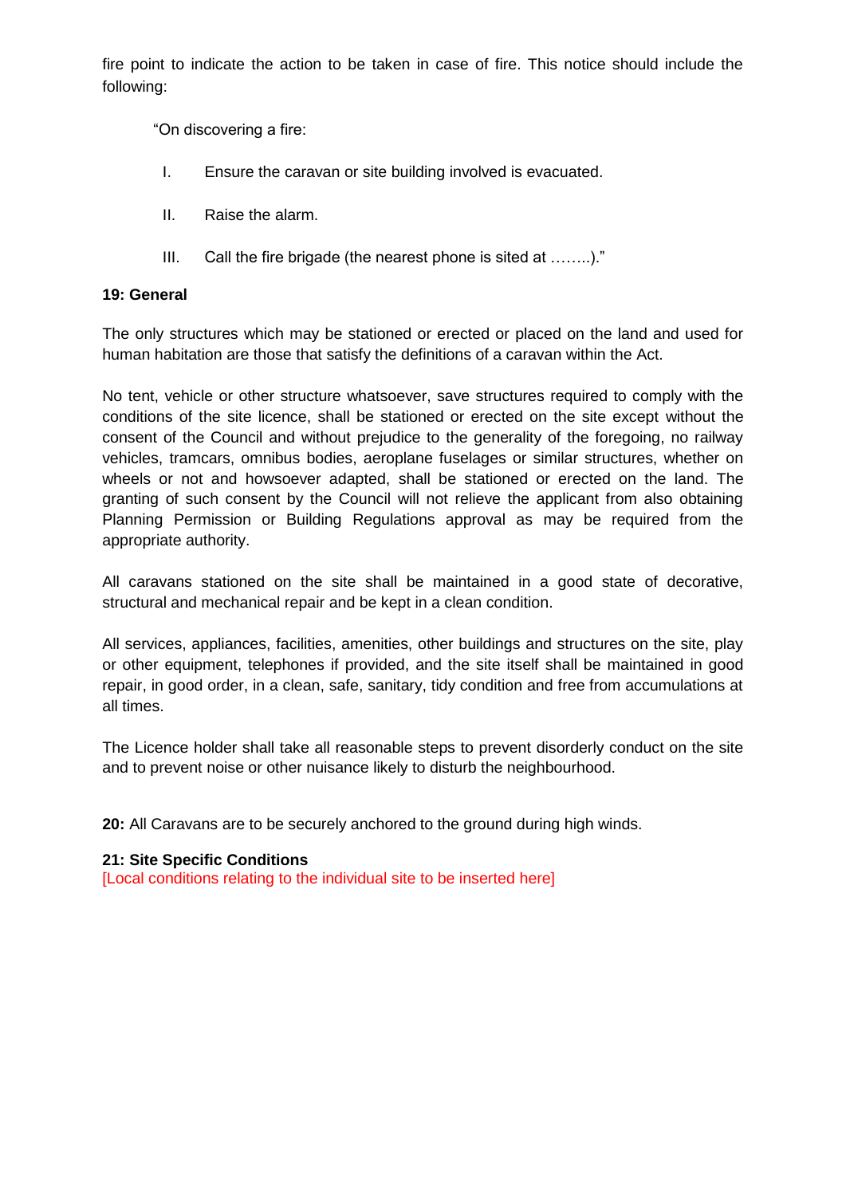fire point to indicate the action to be taken in case of fire. This notice should include the following:

"On discovering a fire:

I. Ensure the caravan or site building involved is evacuated.

II. Raise the alarm.

III. Call the fire brigade (the nearest phone is sited at ……..)."

**19: General**

The only structures which may be stationed or erected or placed on the land and used for human habitation are those that satisfy the definitions of a caravan within the Act.

No tent, vehicle or other structure whatsoever, save structures required to comply with the conditions of the site licence, shall be stationed or erected on the site except without the consent of the Council and without prejudice to the generality of the foregoing, no railway vehicles, tramcars, omnibus bodies, aeroplane fuselages or similar structures, whether on wheels or not and howsoever adapted, shall be stationed or erected on the land. The granting of such consent by the Council will not relieve the applicant from also obtaining Planning Permission or Building Regulations approval as may be required from the appropriate authority.

All caravans stationed on the site shall be maintained in a good state of decorative, structural and mechanical repair and be kept in a clean condition.

All services, appliances, facilities, amenities, other buildings and structures on the site, play or other equipment, telephones if provided, and the site itself shall be maintained in good repair, in good order, in a clean, safe, sanitary, tidy condition and free from accumulations at all times.

The Licence holder shall take all reasonable steps to prevent disorderly conduct on the site and to prevent noise or other nuisance likely to disturb the neighbourhood.

**20:** All Caravans are to be securely anchored to the ground during high winds.

**21: Site Specific Conditions**

[Local conditions relating to the individual site to be inserted here]